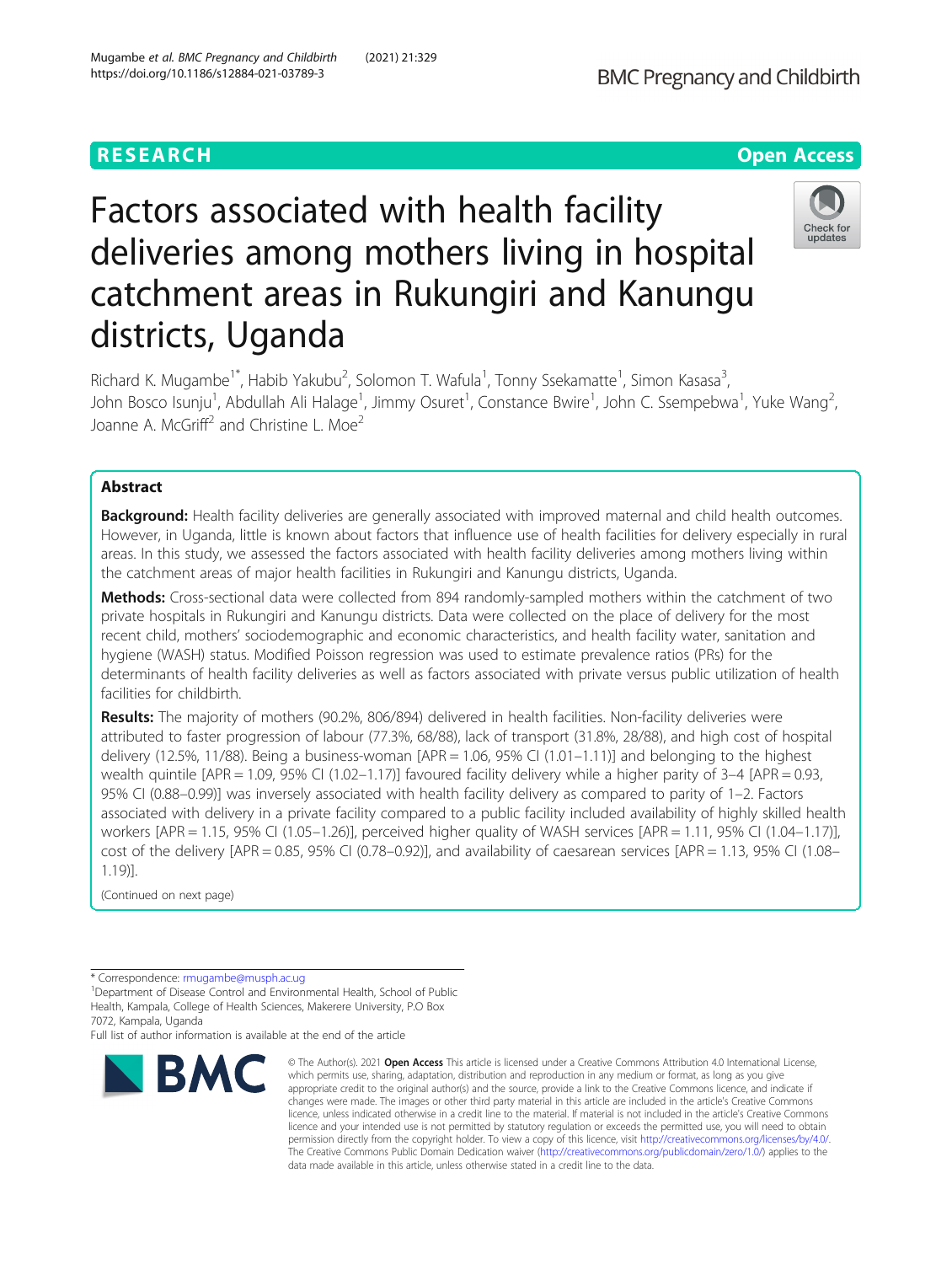RESEARCH

Open Access

# Factors associated with health facility deliveries among mothers living in hospital catchment areas in Rukungiri and Kanungu districts, Uganda

Richard K. Mugambe[1*], Habib Yakubu[2], Solomon T. Wafula[1], Tonny Ssekamatte[1], Simon Kasasa[3], John Bosco Isunju[1], Abdullah Ali Halage[1], Jimmy Osuret[1], Constance Bwire[1], John C. Ssempebwa[1], Yuke Wang[2], Joanne A. McGriff[2] and Christine L. Moe[2]

## Abstract

**Background:** Health facility deliveries are generally associated with improved maternal and child health outcomes. However, in Uganda, little is known about factors that influence use of health facilities for delivery especially in rural areas. In this study, we assessed the factors associated with health facility deliveries among mothers living within the catchment areas of major health facilities in Rukungiri and Kanungu districts, Uganda.

**Methods:** Cross-sectional data were collected from 894 randomly-sampled mothers within the catchment of two private hospitals in Rukungiri and Kanungu districts. Data were collected on the place of delivery for the most recent child, mothers' sociodemographic and economic characteristics, and health facility water, sanitation and hygiene (WASH) status. Modified Poisson regression was used to estimate prevalence ratios (PRs) for the determinants of health facility deliveries as well as factors associated with private versus public utilization of health facilities for childbirth.

**Results:** The majority of mothers (90.2%, 806/894) delivered in health facilities. Non-facility deliveries were attributed to faster progression of labour (77.3%, 68/88), lack of transport (31.8%, 28/88), and high cost of hospital delivery (12.5%, 11/88). Being a business-woman [APR = 1.06, 95% CI (1.01–1.11)] and belonging to the highest wealth quintile [APR = 1.09, 95% CI (1.02–1.17)] favoured facility delivery while a higher parity of 3–4 [APR = 0.93, 95% CI (0.88–0.99)] was inversely associated with health facility delivery as compared to parity of 1–2. Factors associated with delivery in a private facility compared to a public facility included availability of highly skilled health workers [APR = 1.15, 95% CI (1.05–1.26)], perceived higher quality of WASH services [APR = 1.11, 95% CI (1.04–1.17)], cost of the delivery [APR = 0.85, 95% CI (0.78–0.92)], and availability of caesarean services [APR = 1.13, 95% CI (1.08–1.19)].

(Continued on next page)

\* Correspondence: rmugambe@musph.ac.ug

[1]Department of Disease Control and Environmental Health, School of Public Health, Kampala, College of Health Sciences, Makerere University, P.O Box 7072, Kampala, Uganda

Full list of author information is available at the end of the article

© The Author(s). 2021 **Open Access** This article is licensed under a Creative Commons Attribution 4.0 International License, which permits use, sharing, adaptation, distribution and reproduction in any medium or format, as long as you give appropriate credit to the original author(s) and the source, provide a link to the Creative Commons licence, and indicate if changes were made. The images or other third party material in this article are included in the article's Creative Commons licence, unless indicated otherwise in a credit line to the material. If material is not included in the article's Creative Commons licence and your intended use is not permitted by statutory regulation or exceeds the permitted use, you will need to obtain permission directly from the copyright holder. To view a copy of this licence, visit http://creativecommons.org/licenses/by/4.0/. The Creative Commons Public Domain Dedication waiver (http://creativecommons.org/publicdomain/zero/1.0/) applies to the data made available in this article, unless otherwise stated in a credit line to the data.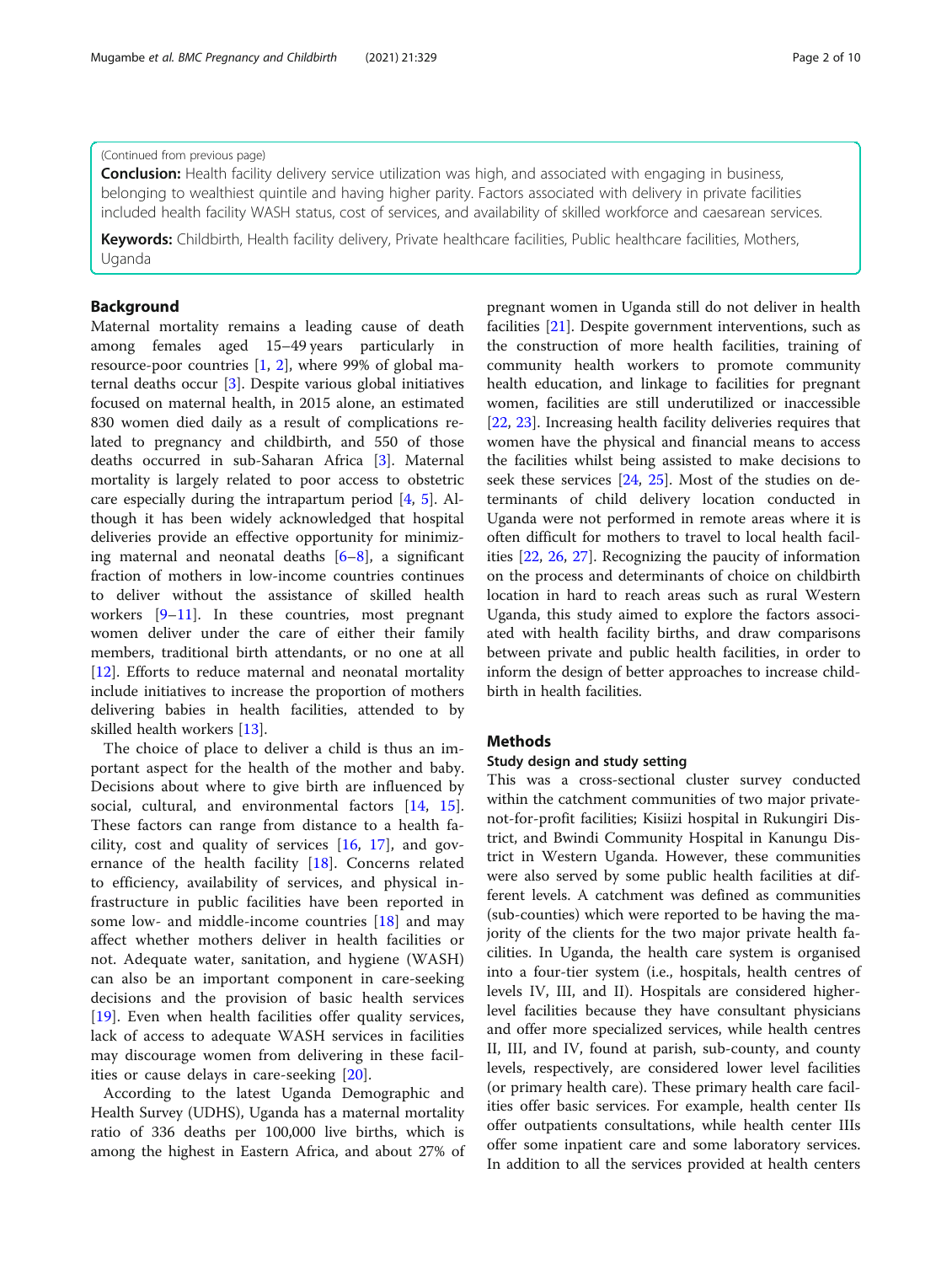(Continued from previous page)

**Conclusion:** Health facility delivery service utilization was high, and associated with engaging in business, belonging to wealthiest quintile and having higher parity. Factors associated with delivery in private facilities included health facility WASH status, cost of services, and availability of skilled workforce and caesarean services.

**Keywords:** Childbirth, Health facility delivery, Private healthcare facilities, Public healthcare facilities, Mothers, Uganda

## Background

Maternal mortality remains a leading cause of death among females aged 15–49 years particularly in resource-poor countries [1, 2], where 99% of global maternal deaths occur [3]. Despite various global initiatives focused on maternal health, in 2015 alone, an estimated 830 women died daily as a result of complications related to pregnancy and childbirth, and 550 of those deaths occurred in sub-Saharan Africa [3]. Maternal mortality is largely related to poor access to obstetric care especially during the intrapartum period [4, 5]. Although it has been widely acknowledged that hospital deliveries provide an effective opportunity for minimizing maternal and neonatal deaths [6–8], a significant fraction of mothers in low-income countries continues to deliver without the assistance of skilled health workers [9–11]. In these countries, most pregnant women deliver under the care of either their family members, traditional birth attendants, or no one at all [12]. Efforts to reduce maternal and neonatal mortality include initiatives to increase the proportion of mothers delivering babies in health facilities, attended to by skilled health workers [13].

The choice of place to deliver a child is thus an important aspect for the health of the mother and baby. Decisions about where to give birth are influenced by social, cultural, and environmental factors [14, 15]. These factors can range from distance to a health facility, cost and quality of services [16, 17], and governance of the health facility [18]. Concerns related to efficiency, availability of services, and physical infrastructure in public facilities have been reported in some low- and middle-income countries [18] and may affect whether mothers deliver in health facilities or not. Adequate water, sanitation, and hygiene (WASH) can also be an important component in care-seeking decisions and the provision of basic health services [19]. Even when health facilities offer quality services, lack of access to adequate WASH services in facilities may discourage women from delivering in these facilities or cause delays in care-seeking [20].

According to the latest Uganda Demographic and Health Survey (UDHS), Uganda has a maternal mortality ratio of 336 deaths per 100,000 live births, which is among the highest in Eastern Africa, and about 27% of pregnant women in Uganda still do not deliver in health facilities [21]. Despite government interventions, such as the construction of more health facilities, training of community health workers to promote community health education, and linkage to facilities for pregnant women, facilities are still underutilized or inaccessible [22, 23]. Increasing health facility deliveries requires that women have the physical and financial means to access the facilities whilst being assisted to make decisions to seek these services [24, 25]. Most of the studies on determinants of child delivery location conducted in Uganda were not performed in remote areas where it is often difficult for mothers to travel to local health facilities [22, 26, 27]. Recognizing the paucity of information on the process and determinants of choice on childbirth location in hard to reach areas such as rural Western Uganda, this study aimed to explore the factors associated with health facility births, and draw comparisons between private and public health facilities, in order to inform the design of better approaches to increase childbirth in health facilities.

## Methods

### Study design and study setting

This was a cross-sectional cluster survey conducted within the catchment communities of two major private-not-for-profit facilities; Kisiizi hospital in Rukungiri District, and Bwindi Community Hospital in Kanungu District in Western Uganda. However, these communities were also served by some public health facilities at different levels. A catchment was defined as communities (sub-counties) which were reported to be having the majority of the clients for the two major private health facilities. In Uganda, the health care system is organised into a four-tier system (i.e., hospitals, health centres of levels IV, III, and II). Hospitals are considered higher-level facilities because they have consultant physicians and offer more specialized services, while health centres II, III, and IV, found at parish, sub-county, and county levels, respectively, are considered lower level facilities (or primary health care). These primary health care facilities offer basic services. For example, health center IIs offer outpatients consultations, while health center IIIs offer some inpatient care and some laboratory services. In addition to all the services provided at health centers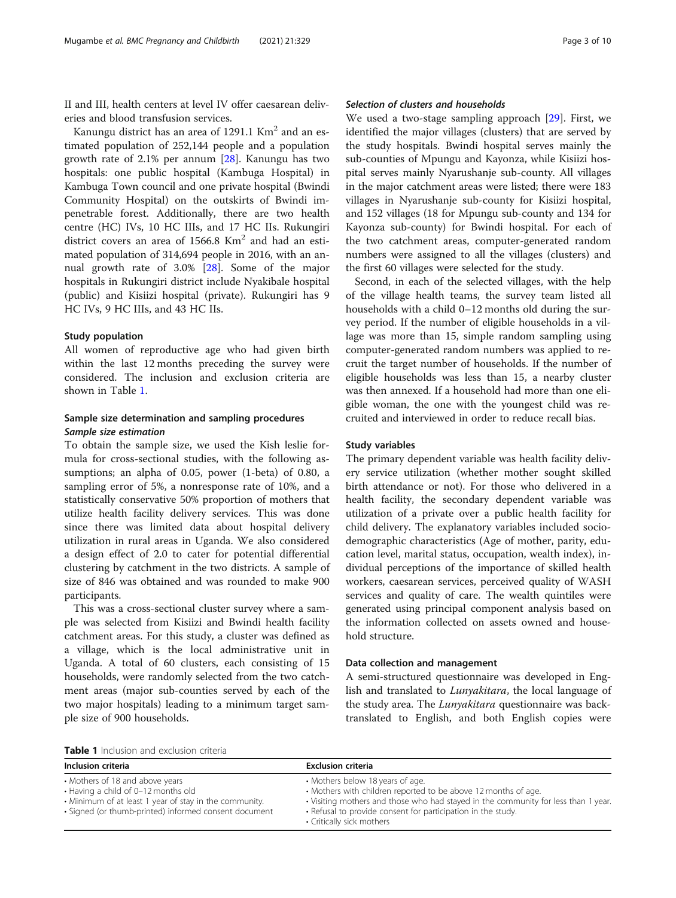II and III, health centers at level IV offer caesarean deliveries and blood transfusion services.

Kanungu district has an area of 1291.1 Km$^2$ and an estimated population of 252,144 people and a population growth rate of 2.1% per annum [28]. Kanungu has two hospitals: one public hospital (Kambuga Hospital) in Kambuga Town council and one private hospital (Bwindi Community Hospital) on the outskirts of Bwindi impenetrable forest. Additionally, there are two health centre (HC) IVs, 10 HC IIIs, and 17 HC IIs. Rukungiri district covers an area of 1566.8 Km$^2$ and had an estimated population of 314,694 people in 2016, with an annual growth rate of 3.0% [28]. Some of the major hospitals in Rukungiri district include Nyakibale hospital (public) and Kisiizi hospital (private). Rukungiri has 9 HC IVs, 9 HC IIIs, and 43 HC IIs.

### Study population

All women of reproductive age who had given birth within the last 12 months preceding the survey were considered. The inclusion and exclusion criteria are shown in Table 1.

### Sample size determination and sampling procedures

#### *Sample size estimation*

To obtain the sample size, we used the Kish leslie formula for cross-sectional studies, with the following assumptions; an alpha of 0.05, power (1-beta) of 0.80, a sampling error of 5%, a nonresponse rate of 10%, and a statistically conservative 50% proportion of mothers that utilize health facility delivery services. This was done since there was limited data about hospital delivery utilization in rural areas in Uganda. We also considered a design effect of 2.0 to cater for potential differential clustering by catchment in the two districts. A sample of size of 846 was obtained and was rounded to make 900 participants.

This was a cross-sectional cluster survey where a sample was selected from Kisiizi and Bwindi health facility catchment areas. For this study, a cluster was defined as a village, which is the local administrative unit in Uganda. A total of 60 clusters, each consisting of 15 households, were randomly selected from the two catchment areas (major sub-counties served by each of the two major hospitals) leading to a minimum target sample size of 900 households.

#### *Selection of clusters and households*

We used a two-stage sampling approach [29]. First, we identified the major villages (clusters) that are served by the study hospitals. Bwindi hospital serves mainly the sub-counties of Mpungu and Kayonza, while Kisiizi hospital serves mainly Nyarushanje sub-county. All villages in the major catchment areas were listed; there were 183 villages in Nyarushanje sub-county for Kisiizi hospital, and 152 villages (18 for Mpungu sub-county and 134 for Kayonza sub-county) for Bwindi hospital. For each of the two catchment areas, computer-generated random numbers were assigned to all the villages (clusters) and the first 60 villages were selected for the study.

Second, in each of the selected villages, with the help of the village health teams, the survey team listed all households with a child 0–12 months old during the survey period. If the number of eligible households in a village was more than 15, simple random sampling using computer-generated random numbers was applied to recruit the target number of households. If the number of eligible households was less than 15, a nearby cluster was then annexed. If a household had more than one eligible woman, the one with the youngest child was recruited and interviewed in order to reduce recall bias.

### Study variables

The primary dependent variable was health facility delivery service utilization (whether mother sought skilled birth attendance or not). For those who delivered in a health facility, the secondary dependent variable was utilization of a private over a public health facility for child delivery. The explanatory variables included socio-demographic characteristics (Age of mother, parity, education level, marital status, occupation, wealth index), individual perceptions of the importance of skilled health workers, caesarean services, perceived quality of WASH services and quality of care. The wealth quintiles were generated using principal component analysis based on the information collected on assets owned and household structure.

### Data collection and management

A semi-structured questionnaire was developed in English and translated to *Lunyakitara*, the local language of the study area. The *Lunyakitara* questionnaire was back-translated to English, and both English copies were

**Table 1** Inclusion and exclusion criteria

| Inclusion criteria | Exclusion criteria |
| --- | --- |
| • Mothers of 18 and above years<br>• Having a child of 0–12 months old<br>• Minimum of at least 1 year of stay in the community.<br>• Signed (or thumb-printed) informed consent document | • Mothers below 18 years of age.<br>• Mothers with children reported to be above 12 months of age.<br>• Visiting mothers and those who had stayed in the community for less than 1 year.<br>• Refusal to provide consent for participation in the study.<br>• Critically sick mothers |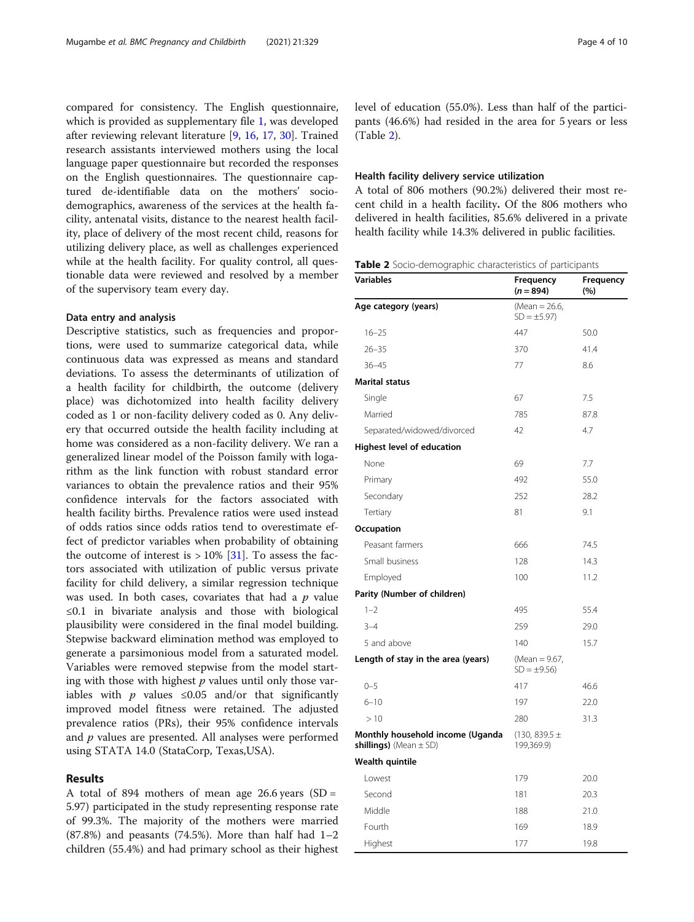compared for consistency. The English questionnaire, which is provided as supplementary file 1, was developed after reviewing relevant literature [9, 16, 17, 30]. Trained research assistants interviewed mothers using the local language paper questionnaire but recorded the responses on the English questionnaires. The questionnaire captured de-identifiable data on the mothers' socio-demographics, awareness of the services at the health facility, antenatal visits, distance to the nearest health facility, place of delivery of the most recent child, reasons for utilizing delivery place, as well as challenges experienced while at the health facility. For quality control, all questionable data were reviewed and resolved by a member of the supervisory team every day.

### Data entry and analysis

Descriptive statistics, such as frequencies and proportions, were used to summarize categorical data, while continuous data was expressed as means and standard deviations. To assess the determinants of utilization of a health facility for childbirth, the outcome (delivery place) was dichotomized into health facility delivery coded as 1 or non-facility delivery coded as 0. Any delivery that occurred outside the health facility including at home was considered as a non-facility delivery. We ran a generalized linear model of the Poisson family with logarithm as the link function with robust standard error variances to obtain the prevalence ratios and their 95% confidence intervals for the factors associated with health facility births. Prevalence ratios were used instead of odds ratios since odds ratios tend to overestimate effect of predictor variables when probability of obtaining the outcome of interest is > 10% [31]. To assess the factors associated with utilization of public versus private facility for child delivery, a similar regression technique was used. In both cases, covariates that had a $p$ value $\leq 0.1$ in bivariate analysis and those with biological plausibility were considered in the final model building. Stepwise backward elimination method was employed to generate a parsimonious model from a saturated model. Variables were removed stepwise from the model starting with those with highest $p$ values until only those variables with $p$ values $\leq 0.05$ and/or that significantly improved model fitness were retained. The adjusted prevalence ratios (PRs), their 95% confidence intervals and $p$ values are presented. All analyses were performed using STATA 14.0 (StataCorp, Texas,USA).

## Results

A total of 894 mothers of mean age 26.6 years (SD = 5.97) participated in the study representing response rate of 99.3%. The majority of the mothers were married (87.8%) and peasants (74.5%). More than half had 1–2 children (55.4%) and had primary school as their highest level of education (55.0%). Less than half of the participants (46.6%) had resided in the area for 5 years or less (Table 2).

### Health facility delivery service utilization

A total of 806 mothers (90.2%) delivered their most recent child in a health facility. Of the 806 mothers who delivered in health facilities, 85.6% delivered in a private health facility while 14.3% delivered in public facilities.

**Table 2** Socio-demographic characteristics of participants

| Variables | Frequency ($n$ = 894) | Frequency (%) |
|---|---|---|
| **Age category (years)** | (Mean = 26.6, SD = ±5.97) | |
| 16–25 | 447 | 50.0 |
| 26–35 | 370 | 41.4 |
| 36–45 | 77 | 8.6 |
| **Marital status** | | |
| Single | 67 | 7.5 |
| Married | 785 | 87.8 |
| Separated/widowed/divorced | 42 | 4.7 |
| **Highest level of education** | | |
| None | 69 | 7.7 |
| Primary | 492 | 55.0 |
| Secondary | 252 | 28.2 |
| Tertiary | 81 | 9.1 |
| **Occupation** | | |
| Peasant farmers | 666 | 74.5 |
| Small business | 128 | 14.3 |
| Employed | 100 | 11.2 |
| **Parity (Number of children)** | | |
| 1–2 | 495 | 55.4 |
| 3–4 | 259 | 29.0 |
| 5 and above | 140 | 15.7 |
| **Length of stay in the area (years)** | (Mean = 9.67, SD = ±9.56) | |
| 0–5 | 417 | 46.6 |
| 6–10 | 197 | 22.0 |
| > 10 | 280 | 31.3 |
| **Monthly household income (Uganda shillings)** (Mean ± SD) | (130, 839.5 ± 199,369.9) | |
| **Wealth quintile** | | |
| Lowest | 179 | 20.0 |
| Second | 181 | 20.3 |
| Middle | 188 | 21.0 |
| Fourth | 169 | 18.9 |
| Highest | 177 | 19.8 |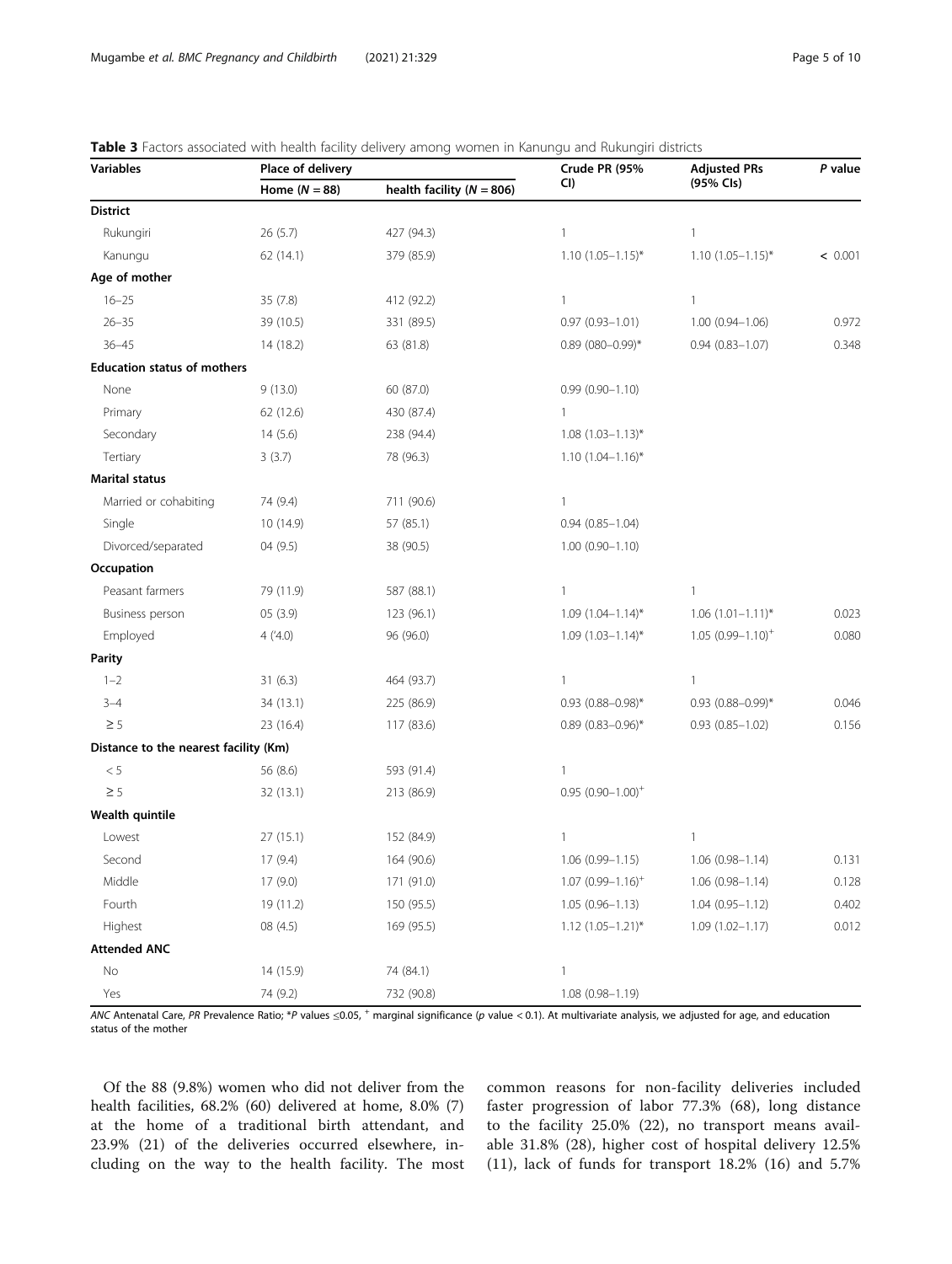**Table 3** Factors associated with health facility delivery among women in Kanungu and Rukungiri districts

| Variables | Place of delivery | | Crude PR (95% CI) | Adjusted PRs (95% CIs) | *P* value |
|---|---|---|---|---|---|
| | Home (*N* = 88) | health facility (*N* = 806) | | | |
| **District** | | | | | |
| Rukungiri | 26 (5.7) | 427 (94.3) | 1 | 1 | |
| Kanungu | 62 (14.1) | 379 (85.9) | 1.10 (1.05–1.15)* | 1.10 (1.05–1.15)* | < 0.001 |
| **Age of mother** | | | | | |
| 16–25 | 35 (7.8) | 412 (92.2) | 1 | 1 | |
| 26–35 | 39 (10.5) | 331 (89.5) | 0.97 (0.93–1.01) | 1.00 (0.94–1.06) | 0.972 |
| 36–45 | 14 (18.2) | 63 (81.8) | 0.89 (080–0.99)* | 0.94 (0.83–1.07) | 0.348 |
| **Education status of mothers** | | | | | |
| None | 9 (13.0) | 60 (87.0) | 0.99 (0.90–1.10) | | |
| Primary | 62 (12.6) | 430 (87.4) | 1 | | |
| Secondary | 14 (5.6) | 238 (94.4) | 1.08 (1.03–1.13)* | | |
| Tertiary | 3 (3.7) | 78 (96.3) | 1.10 (1.04–1.16)* | | |
| **Marital status** | | | | | |
| Married or cohabiting | 74 (9.4) | 711 (90.6) | 1 | | |
| Single | 10 (14.9) | 57 (85.1) | 0.94 (0.85–1.04) | | |
| Divorced/separated | 04 (9.5) | 38 (90.5) | 1.00 (0.90–1.10) | | |
| **Occupation** | | | | | |
| Peasant farmers | 79 (11.9) | 587 (88.1) | 1 | 1 | |
| Business person | 05 (3.9) | 123 (96.1) | 1.09 (1.04–1.14)* | 1.06 (1.01–1.11)* | 0.023 |
| Employed | 4 ('4.0) | 96 (96.0) | 1.09 (1.03–1.14)* | 1.05 (0.99–1.10)+ | 0.080 |
| **Parity** | | | | | |
| 1–2 | 31 (6.3) | 464 (93.7) | 1 | 1 | |
| 3–4 | 34 (13.1) | 225 (86.9) | 0.93 (0.88–0.98)* | 0.93 (0.88–0.99)* | 0.046 |
| ≥ 5 | 23 (16.4) | 117 (83.6) | 0.89 (0.83–0.96)* | 0.93 (0.85–1.02) | 0.156 |
| **Distance to the nearest facility (Km)** | | | | | |
| < 5 | 56 (8.6) | 593 (91.4) | 1 | | |
| ≥ 5 | 32 (13.1) | 213 (86.9) | 0.95 (0.90–1.00)+ | | |
| **Wealth quintile** | | | | | |
| Lowest | 27 (15.1) | 152 (84.9) | 1 | 1 | |
| Second | 17 (9.4) | 164 (90.6) | 1.06 (0.99–1.15) | 1.06 (0.98–1.14) | 0.131 |
| Middle | 17 (9.0) | 171 (91.0) | 1.07 (0.99–1.16)+ | 1.06 (0.98–1.14) | 0.128 |
| Fourth | 19 (11.2) | 150 (95.5) | 1.05 (0.96–1.13) | 1.04 (0.95–1.12) | 0.402 |
| Highest | 08 (4.5) | 169 (95.5) | 1.12 (1.05–1.21)* | 1.09 (1.02–1.17) | 0.012 |
| **Attended ANC** | | | | | |
| No | 14 (15.9) | 74 (84.1) | 1 | | |
| Yes | 74 (9.2) | 732 (90.8) | 1.08 (0.98–1.19) | | |

*ANC* Antenatal Care, *PR* Prevalence Ratio; \**P* values ≤0.05, + marginal significance (*p* value < 0.1). At multivariate analysis, we adjusted for age, and education status of the mother

Of the 88 (9.8%) women who did not deliver from the health facilities, 68.2% (60) delivered at home, 8.0% (7) at the home of a traditional birth attendant, and 23.9% (21) of the deliveries occurred elsewhere, including on the way to the health facility. The most common reasons for non-facility deliveries included faster progression of labor 77.3% (68), long distance to the facility 25.0% (22), no transport means available 31.8% (28), higher cost of hospital delivery 12.5% (11), lack of funds for transport 18.2% (16) and 5.7%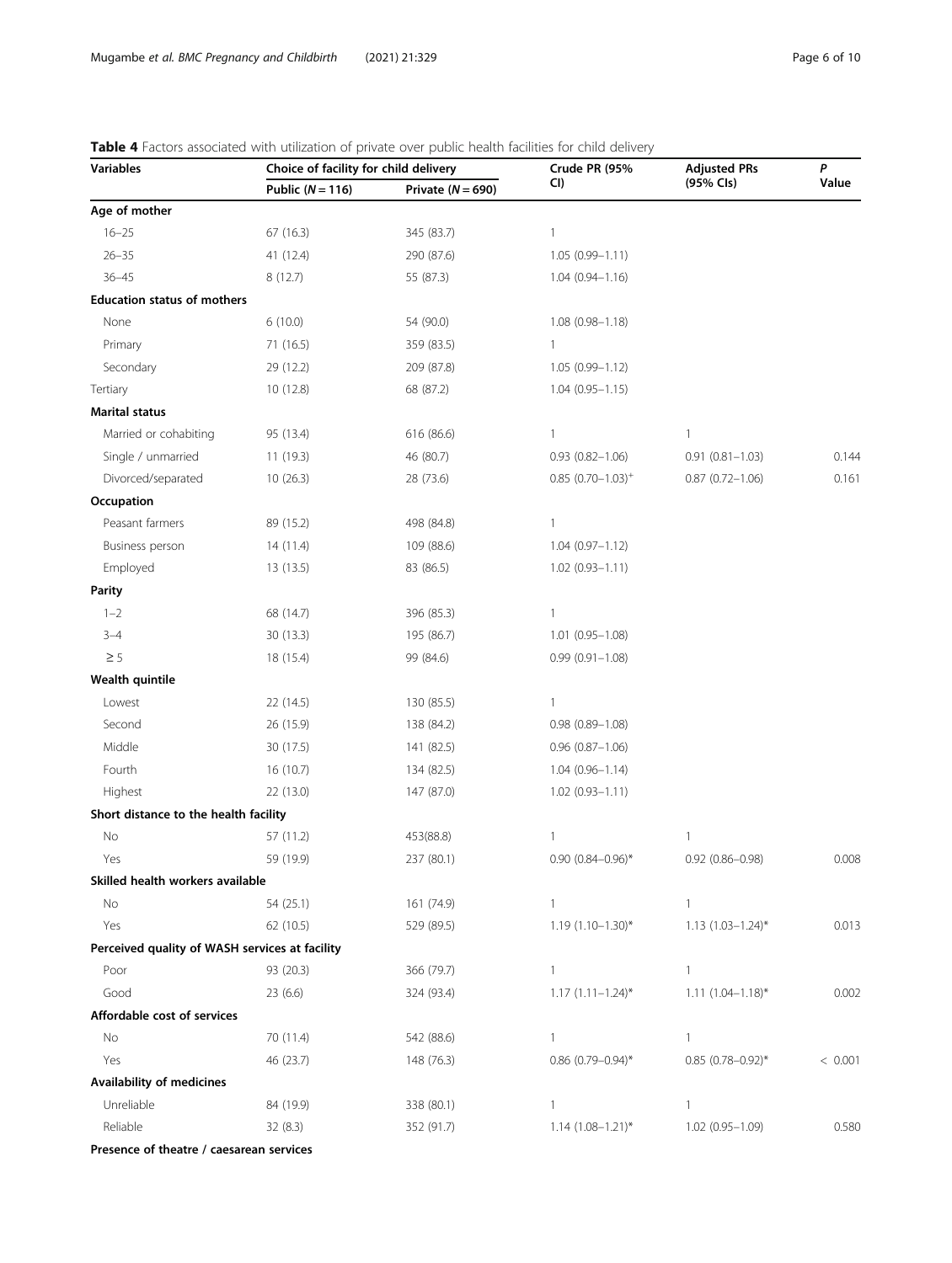**Table 4** Factors associated with utilization of private over public health facilities for child delivery

| Variables | Choice of facility for child delivery | | Crude PR (95% CI) | Adjusted PRs (95% CIs) | P Value |
|---|---|---|---|---|---|
| | Public (N = 116) | Private (N = 690) | | | |
| **Age of mother** | | | | | |
| 16–25 | 67 (16.3) | 345 (83.7) | 1 | | |
| 26–35 | 41 (12.4) | 290 (87.6) | 1.05 (0.99–1.11) | | |
| 36–45 | 8 (12.7) | 55 (87.3) | 1.04 (0.94–1.16) | | |
| **Education status of mothers** | | | | | |
| None | 6 (10.0) | 54 (90.0) | 1.08 (0.98–1.18) | | |
| Primary | 71 (16.5) | 359 (83.5) | 1 | | |
| Secondary | 29 (12.2) | 209 (87.8) | 1.05 (0.99–1.12) | | |
| Tertiary | 10 (12.8) | 68 (87.2) | 1.04 (0.95–1.15) | | |
| **Marital status** | | | | | |
| Married or cohabiting | 95 (13.4) | 616 (86.6) | 1 | 1 | |
| Single / unmarried | 11 (19.3) | 46 (80.7) | 0.93 (0.82–1.06) | 0.91 (0.81–1.03) | 0.144 |
| Divorced/separated | 10 (26.3) | 28 (73.6) | 0.85 (0.70–1.03)+ | 0.87 (0.72–1.06) | 0.161 |
| **Occupation** | | | | | |
| Peasant farmers | 89 (15.2) | 498 (84.8) | 1 | | |
| Business person | 14 (11.4) | 109 (88.6) | 1.04 (0.97–1.12) | | |
| Employed | 13 (13.5) | 83 (86.5) | 1.02 (0.93–1.11) | | |
| **Parity** | | | | | |
| 1–2 | 68 (14.7) | 396 (85.3) | 1 | | |
| 3–4 | 30 (13.3) | 195 (86.7) | 1.01 (0.95–1.08) | | |
| ≥ 5 | 18 (15.4) | 99 (84.6) | 0.99 (0.91–1.08) | | |
| **Wealth quintile** | | | | | |
| Lowest | 22 (14.5) | 130 (85.5) | 1 | | |
| Second | 26 (15.9) | 138 (84.2) | 0.98 (0.89–1.08) | | |
| Middle | 30 (17.5) | 141 (82.5) | 0.96 (0.87–1.06) | | |
| Fourth | 16 (10.7) | 134 (82.5) | 1.04 (0.96–1.14) | | |
| Highest | 22 (13.0) | 147 (87.0) | 1.02 (0.93–1.11) | | |
| **Short distance to the health facility** | | | | | |
| No | 57 (11.2) | 453(88.8) | 1 | 1 | |
| Yes | 59 (19.9) | 237 (80.1) | 0.90 (0.84–0.96)* | 0.92 (0.86–0.98) | 0.008 |
| **Skilled health workers available** | | | | | |
| No | 54 (25.1) | 161 (74.9) | 1 | 1 | |
| Yes | 62 (10.5) | 529 (89.5) | 1.19 (1.10–1.30)* | 1.13 (1.03–1.24)* | 0.013 |
| **Perceived quality of WASH services at facility** | | | | | |
| Poor | 93 (20.3) | 366 (79.7) | 1 | 1 | |
| Good | 23 (6.6) | 324 (93.4) | 1.17 (1.11–1.24)* | 1.11 (1.04–1.18)* | 0.002 |
| **Affordable cost of services** | | | | | |
| No | 70 (11.4) | 542 (88.6) | 1 | 1 | |
| Yes | 46 (23.7) | 148 (76.3) | 0.86 (0.79–0.94)* | 0.85 (0.78–0.92)* | < 0.001 |
| **Availability of medicines** | | | | | |
| Unreliable | 84 (19.9) | 338 (80.1) | 1 | 1 | |
| Reliable | 32 (8.3) | 352 (91.7) | 1.14 (1.08–1.21)* | 1.02 (0.95–1.09) | 0.580 |
| **Presence of theatre / caesarean services** | | | | | |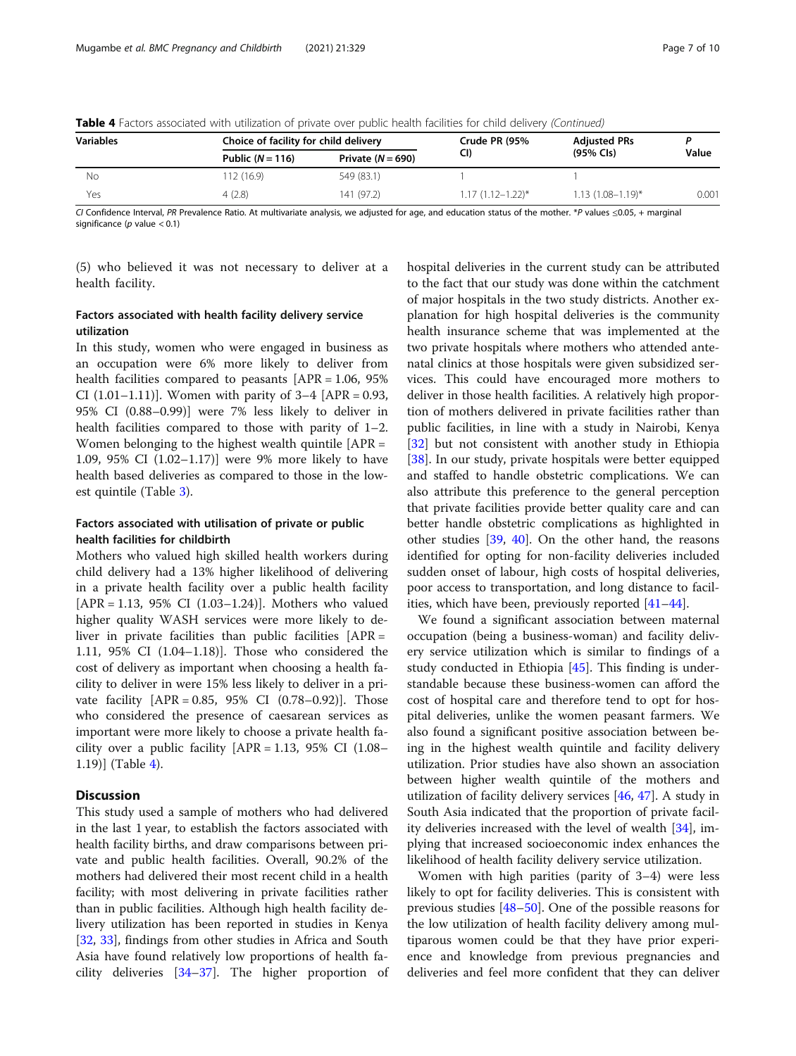**Table 4** Factors associated with utilization of private over public health facilities for child delivery *(Continued)*

| Variables | Choice of facility for child delivery | | Crude PR (95% CI) | Adjusted PRs (95% CIs) | P Value |
|---|---|---|---|---|---|
| | Public (N = 116) | Private (N = 690) | | | |
| No | 112 (16.9) | 549 (83.1) | 1 | 1 | |
| Yes | 4 (2.8) | 141 (97.2) | 1.17 (1.12–1.22)* | 1.13 (1.08–1.19)* | 0.001 |

*CI* Confidence Interval, *PR* Prevalence Ratio. At multivariate analysis, we adjusted for age, and education status of the mother. *P values ≤0.05, + marginal significance (p value < 0.1)

(5) who believed it was not necessary to deliver at a health facility.

### Factors associated with health facility delivery service utilization

In this study, women who were engaged in business as an occupation were 6% more likely to deliver from health facilities compared to peasants [APR = 1.06, 95% CI (1.01–1.11)]. Women with parity of 3–4 [APR = 0.93, 95% CI (0.88–0.99)] were 7% less likely to deliver in health facilities compared to those with parity of 1–2. Women belonging to the highest wealth quintile [APR = 1.09, 95% CI (1.02–1.17)] were 9% more likely to have health based deliveries as compared to those in the lowest quintile (Table 3).

### Factors associated with utilisation of private or public health facilities for childbirth

Mothers who valued high skilled health workers during child delivery had a 13% higher likelihood of delivering in a private health facility over a public health facility [APR = 1.13, 95% CI (1.03–1.24)]. Mothers who valued higher quality WASH services were more likely to deliver in private facilities than public facilities [APR = 1.11, 95% CI (1.04–1.18)]. Those who considered the cost of delivery as important when choosing a health facility to deliver in were 15% less likely to deliver in a private facility [APR = 0.85, 95% CI (0.78–0.92)]. Those who considered the presence of caesarean services as important were more likely to choose a private health facility over a public facility [APR = 1.13, 95% CI (1.08–1.19)] (Table 4).

## Discussion

This study used a sample of mothers who had delivered in the last 1 year, to establish the factors associated with health facility births, and draw comparisons between private and public health facilities. Overall, 90.2% of the mothers had delivered their most recent child in a health facility; with most delivering in private facilities rather than in public facilities. Although high health facility delivery utilization has been reported in studies in Kenya [32, 33], findings from other studies in Africa and South Asia have found relatively low proportions of health facility deliveries [34–37]. The higher proportion of hospital deliveries in the current study can be attributed to the fact that our study was done within the catchment of major hospitals in the two study districts. Another explanation for high hospital deliveries is the community health insurance scheme that was implemented at the two private hospitals where mothers who attended antenatal clinics at those hospitals were given subsidized services. This could have encouraged more mothers to deliver in those health facilities. A relatively high proportion of mothers delivered in private facilities rather than public facilities, in line with a study in Nairobi, Kenya [32] but not consistent with another study in Ethiopia [38]. In our study, private hospitals were better equipped and staffed to handle obstetric complications. We can also attribute this preference to the general perception that private facilities provide better quality care and can better handle obstetric complications as highlighted in other studies [39, 40]. On the other hand, the reasons identified for opting for non-facility deliveries included sudden onset of labour, high costs of hospital deliveries, poor access to transportation, and long distance to facilities, which have been, previously reported [41–44].

We found a significant association between maternal occupation (being a business-woman) and facility delivery service utilization which is similar to findings of a study conducted in Ethiopia [45]. This finding is understandable because these business-women can afford the cost of hospital care and therefore tend to opt for hospital deliveries, unlike the women peasant farmers. We also found a significant positive association between being in the highest wealth quintile and facility delivery utilization. Prior studies have also shown an association between higher wealth quintile of the mothers and utilization of facility delivery services [46, 47]. A study in South Asia indicated that the proportion of private facility deliveries increased with the level of wealth [34], implying that increased socioeconomic index enhances the likelihood of health facility delivery service utilization.

Women with high parities (parity of 3–4) were less likely to opt for facility deliveries. This is consistent with previous studies [48–50]. One of the possible reasons for the low utilization of health facility delivery among multiparous women could be that they have prior experience and knowledge from previous pregnancies and deliveries and feel more confident that they can deliver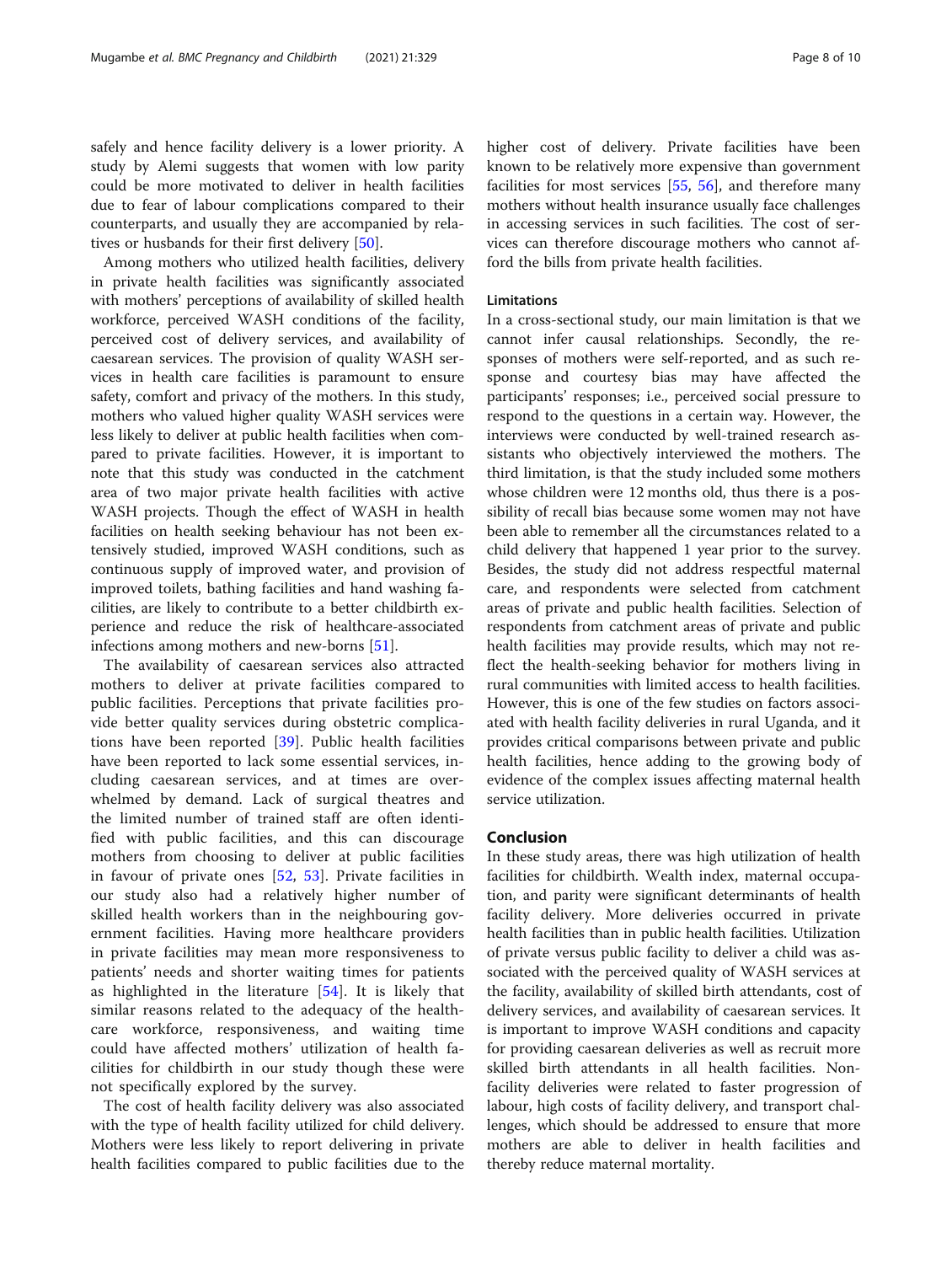safely and hence facility delivery is a lower priority. A study by Alemi suggests that women with low parity could be more motivated to deliver in health facilities due to fear of labour complications compared to their counterparts, and usually they are accompanied by relatives or husbands for their first delivery [50].

Among mothers who utilized health facilities, delivery in private health facilities was significantly associated with mothers' perceptions of availability of skilled health workforce, perceived WASH conditions of the facility, perceived cost of delivery services, and availability of caesarean services. The provision of quality WASH services in health care facilities is paramount to ensure safety, comfort and privacy of the mothers. In this study, mothers who valued higher quality WASH services were less likely to deliver at public health facilities when compared to private facilities. However, it is important to note that this study was conducted in the catchment area of two major private health facilities with active WASH projects. Though the effect of WASH in health facilities on health seeking behaviour has not been extensively studied, improved WASH conditions, such as continuous supply of improved water, and provision of improved toilets, bathing facilities and hand washing facilities, are likely to contribute to a better childbirth experience and reduce the risk of healthcare-associated infections among mothers and new-borns [51].

The availability of caesarean services also attracted mothers to deliver at private facilities compared to public facilities. Perceptions that private facilities provide better quality services during obstetric complications have been reported [39]. Public health facilities have been reported to lack some essential services, including caesarean services, and at times are overwhelmed by demand. Lack of surgical theatres and the limited number of trained staff are often identified with public facilities, and this can discourage mothers from choosing to deliver at public facilities in favour of private ones [52, 53]. Private facilities in our study also had a relatively higher number of skilled health workers than in the neighbouring government facilities. Having more healthcare providers in private facilities may mean more responsiveness to patients' needs and shorter waiting times for patients as highlighted in the literature [54]. It is likely that similar reasons related to the adequacy of the healthcare workforce, responsiveness, and waiting time could have affected mothers' utilization of health facilities for childbirth in our study though these were not specifically explored by the survey.

The cost of health facility delivery was also associated with the type of health facility utilized for child delivery. Mothers were less likely to report delivering in private health facilities compared to public facilities due to the higher cost of delivery. Private facilities have been known to be relatively more expensive than government facilities for most services [55, 56], and therefore many mothers without health insurance usually face challenges in accessing services in such facilities. The cost of services can therefore discourage mothers who cannot afford the bills from private health facilities.

### Limitations

In a cross-sectional study, our main limitation is that we cannot infer causal relationships. Secondly, the responses of mothers were self-reported, and as such response and courtesy bias may have affected the participants' responses; i.e., perceived social pressure to respond to the questions in a certain way. However, the interviews were conducted by well-trained research assistants who objectively interviewed the mothers. The third limitation, is that the study included some mothers whose children were 12 months old, thus there is a possibility of recall bias because some women may not have been able to remember all the circumstances related to a child delivery that happened 1 year prior to the survey. Besides, the study did not address respectful maternal care, and respondents were selected from catchment areas of private and public health facilities. Selection of respondents from catchment areas of private and public health facilities may provide results, which may not reflect the health-seeking behavior for mothers living in rural communities with limited access to health facilities. However, this is one of the few studies on factors associated with health facility deliveries in rural Uganda, and it provides critical comparisons between private and public health facilities, hence adding to the growing body of evidence of the complex issues affecting maternal health service utilization.

## Conclusion

In these study areas, there was high utilization of health facilities for childbirth. Wealth index, maternal occupation, and parity were significant determinants of health facility delivery. More deliveries occurred in private health facilities than in public health facilities. Utilization of private versus public facility to deliver a child was associated with the perceived quality of WASH services at the facility, availability of skilled birth attendants, cost of delivery services, and availability of caesarean services. It is important to improve WASH conditions and capacity for providing caesarean deliveries as well as recruit more skilled birth attendants in all health facilities. Non-facility deliveries were related to faster progression of labour, high costs of facility delivery, and transport challenges, which should be addressed to ensure that more mothers are able to deliver in health facilities and thereby reduce maternal mortality.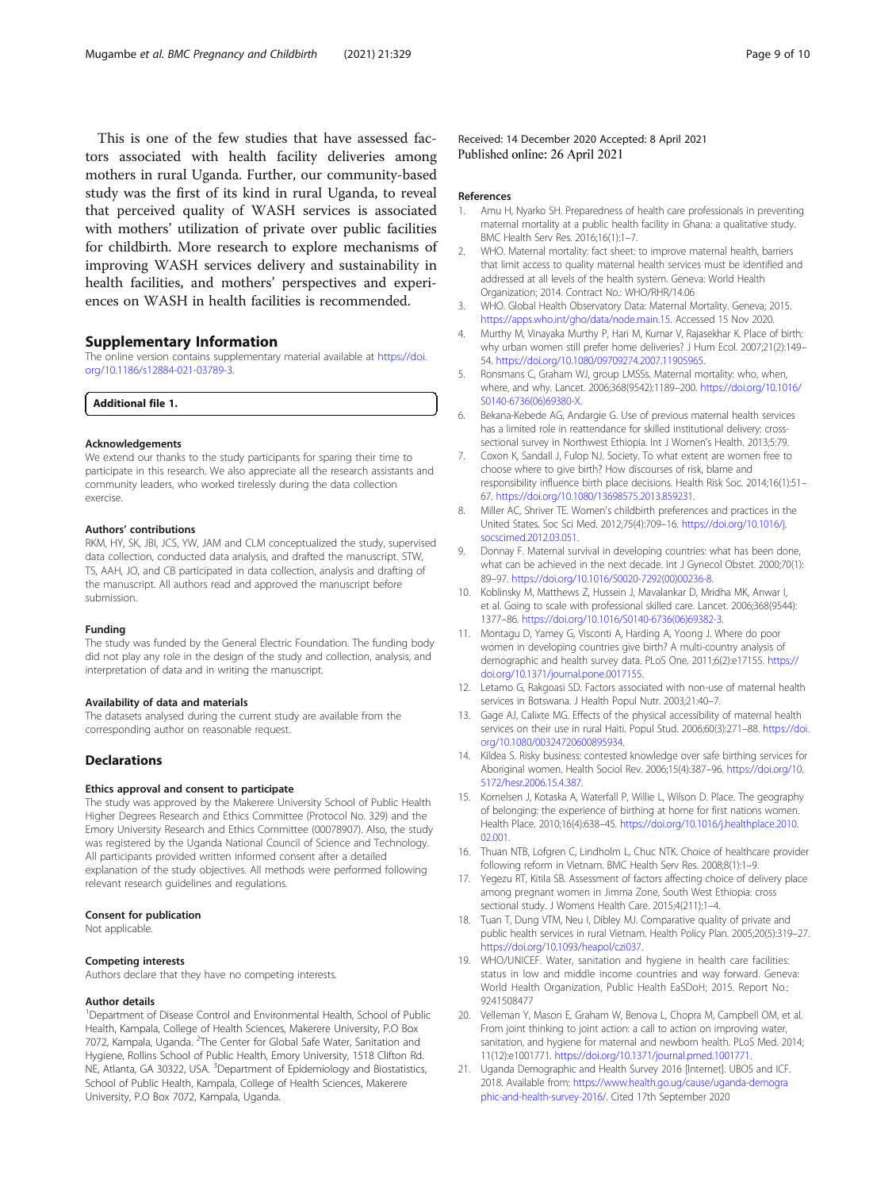This is one of the few studies that have assessed factors associated with health facility deliveries among mothers in rural Uganda. Further, our community-based study was the first of its kind in rural Uganda, to reveal that perceived quality of WASH services is associated with mothers' utilization of private over public facilities for childbirth. More research to explore mechanisms of improving WASH services delivery and sustainability in health facilities, and mothers' perspectives and experiences on WASH in health facilities is recommended.

## Supplementary Information

The online version contains supplementary material available at https://doi.org/10.1186/s12884-021-03789-3.

**Additional file 1.**

#### Acknowledgements

We extend our thanks to the study participants for sparing their time to participate in this research. We also appreciate all the research assistants and community leaders, who worked tirelessly during the data collection exercise.

#### Authors' contributions

RKM, HY, SK, JBI, JCS, YW, JAM and CLM conceptualized the study, supervised data collection, conducted data analysis, and drafted the manuscript. STW, TS, AAH, JO, and CB participated in data collection, analysis and drafting of the manuscript. All authors read and approved the manuscript before submission.

#### Funding

The study was funded by the General Electric Foundation. The funding body did not play any role in the design of the study and collection, analysis, and interpretation of data and in writing the manuscript.

#### Availability of data and materials

The datasets analysed during the current study are available from the corresponding author on reasonable request.

## Declarations

#### Ethics approval and consent to participate

The study was approved by the Makerere University School of Public Health Higher Degrees Research and Ethics Committee (Protocol No. 329) and the Emory University Research and Ethics Committee (00078907). Also, the study was registered by the Uganda National Council of Science and Technology. All participants provided written informed consent after a detailed explanation of the study objectives. All methods were performed following relevant research guidelines and regulations.

#### Consent for publication

Not applicable.

#### Competing interests

Authors declare that they have no competing interests.

#### Author details

[1]Department of Disease Control and Environmental Health, School of Public Health, Kampala, College of Health Sciences, Makerere University, P.O Box 7072, Kampala, Uganda. [2]The Center for Global Safe Water, Sanitation and Hygiene, Rollins School of Public Health, Emory University, 1518 Clifton Rd. NE, Atlanta, GA 30322, USA. [3]Department of Epidemiology and Biostatistics, School of Public Health, Kampala, College of Health Sciences, Makerere University, P.O Box 7072, Kampala, Uganda.

Received: 14 December 2020 Accepted: 8 April 2021
Published online: 26 April 2021

#### References

1. Amu H, Nyarko SH. Preparedness of health care professionals in preventing maternal mortality at a public health facility in Ghana: a qualitative study. BMC Health Serv Res. 2016;16(1):1–7.
2. WHO. Maternal mortality: fact sheet: to improve maternal health, barriers that limit access to quality maternal health services must be identified and addressed at all levels of the health system. Geneva: World Health Organization; 2014. Contract No.: WHO/RHR/14.06
3. WHO. Global Health Observatory Data: Maternal Mortality. Geneva; 2015. https://apps.who.int/gho/data/node.main.15. Accessed 15 Nov 2020.
4. Murthy M, Vinayaka Murthy P, Hari M, Kumar V, Rajasekhar K. Place of birth: why urban women still prefer home deliveries? J Hum Ecol. 2007;21(2):149–54. https://doi.org/10.1080/09709274.2007.11905965.
5. Ronsmans C, Graham WJ, group LMSSs. Maternal mortality: who, when, where, and why. Lancet. 2006;368(9542):1189–200. https://doi.org/10.1016/S0140-6736(06)69380-X.
6. Bekana-Kebede AG, Andargie G. Use of previous maternal health services has a limited role in reattendance for skilled institutional delivery: cross-sectional survey in Northwest Ethiopia. Int J Women's Health. 2013;5:79.
7. Coxon K, Sandall J, Fulop NJ. Society. To what extent are women free to choose where to give birth? How discourses of risk, blame and responsibility influence birth place decisions. Health Risk Soc. 2014;16(1):51–67. https://doi.org/10.1080/13698575.2013.859231.
8. Miller AC, Shriver TE. Women's childbirth preferences and practices in the United States. Soc Sci Med. 2012;75(4):709–16. https://doi.org/10.1016/j.socscimed.2012.03.051.
9. Donnay F. Maternal survival in developing countries: what has been done, what can be achieved in the next decade. Int J Gynecol Obstet. 2000;70(1):89–97. https://doi.org/10.1016/S0020-7292(00)00236-8.
10. Koblinsky M, Matthews Z, Hussein J, Mavalankar D, Mridha MK, Anwar I, et al. Going to scale with professional skilled care. Lancet. 2006;368(9544):1377–86. https://doi.org/10.1016/S0140-6736(06)69382-3.
11. Montagu D, Yamey G, Visconti A, Harding A, Yoong J. Where do poor women in developing countries give birth? A multi-country analysis of demographic and health survey data. PLoS One. 2011;6(2):e17155. https://doi.org/10.1371/journal.pone.0017155.
12. Letamo G, Rakgoasi SD. Factors associated with non-use of maternal health services in Botswana. J Health Popul Nutr. 2003;21:40–7.
13. Gage AJ, Calixte MG. Effects of the physical accessibility of maternal health services on their use in rural Haiti. Popul Stud. 2006;60(3):271–88. https://doi.org/10.1080/00324720600895934.
14. Kildea S. Risky business: contested knowledge over safe birthing services for Aboriginal women. Health Sociol Rev. 2006;15(4):387–96. https://doi.org/10.5172/hesr.2006.15.4.387.
15. Kornelsen J, Kotaska A, Waterfall P, Willie L, Wilson D. Place. The geography of belonging: the experience of birthing at home for first nations women. Health Place. 2010;16(4):638–45. https://doi.org/10.1016/j.healthplace.2010.02.001.
16. Thuan NTB, Lofgren C, Lindholm L, Chuc NTK. Choice of healthcare provider following reform in Vietnam. BMC Health Serv Res. 2008;8(1):1–9.
17. Yegezu RT, Kitila SB. Assessment of factors affecting choice of delivery place among pregnant women in Jimma Zone, South West Ethiopia: cross sectional study. J Womens Health Care. 2015;4(211):1–4.
18. Tuan T, Dung VTM, Neu I, Dibley MJ. Comparative quality of private and public health services in rural Vietnam. Health Policy Plan. 2005;20(5):319–27. https://doi.org/10.1093/heapol/czi037.
19. WHO/UNICEF. Water, sanitation and hygiene in health care facilities: status in low and middle income countries and way forward. Geneva: World Health Organization, Public Health EaSDoH; 2015. Report No.: 9241508477
20. Velleman Y, Mason E, Graham W, Benova L, Chopra M, Campbell OM, et al. From joint thinking to joint action: a call to action on improving water, sanitation, and hygiene for maternal and newborn health. PLoS Med. 2014;11(12):e1001771. https://doi.org/10.1371/journal.pmed.1001771.
21. Uganda Demographic and Health Survey 2016 [Internet]. UBOS and ICF. 2018. Available from: https://www.health.go.ug/cause/uganda-demographic-and-health-survey-2016/. Cited 17th September 2020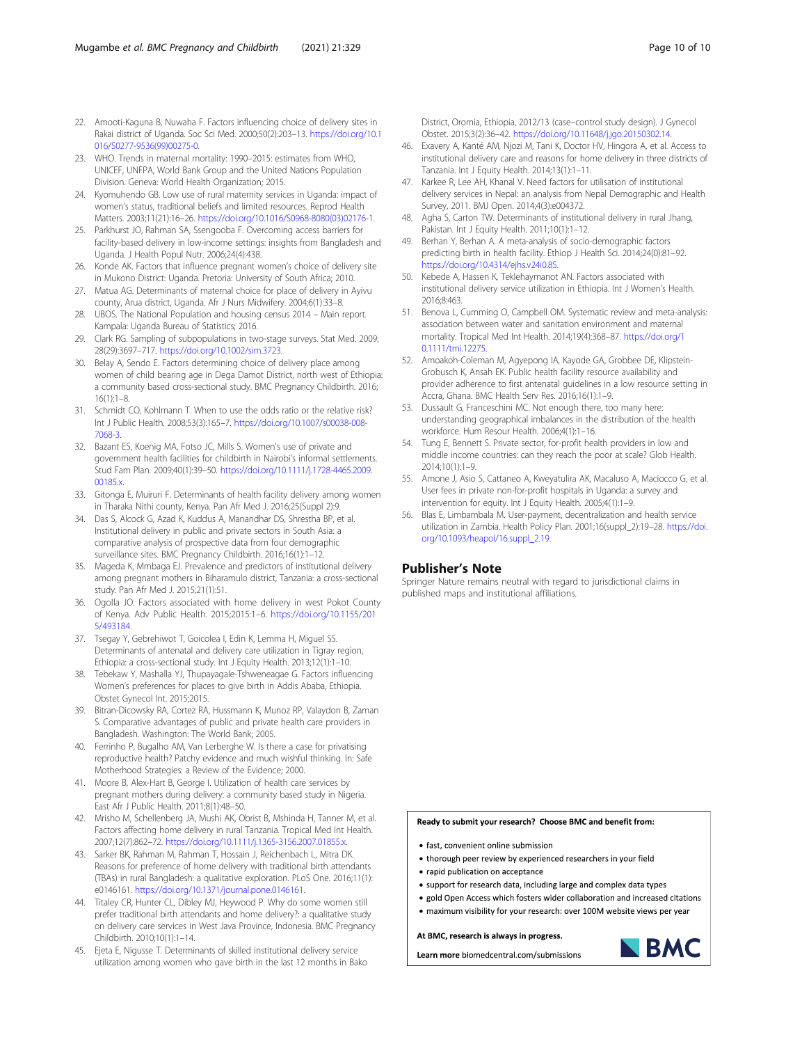22. Amooti-Kaguna B, Nuwaha F. Factors influencing choice of delivery sites in Rakai district of Uganda. Soc Sci Med. 2000;50(2):203–13. https://doi.org/10.1016/S0277-9536(99)00275-0.
23. WHO. Trends in maternal mortality: 1990–2015: estimates from WHO, UNICEF, UNFPA, World Bank Group and the United Nations Population Division. Geneva: World Health Organization; 2015.
24. Kyomuhendo GB. Low use of rural maternity services in Uganda: impact of women's status, traditional beliefs and limited resources. Reprod Health Matters. 2003;11(21):16–26. https://doi.org/10.1016/S0968-8080(03)02176-1.
25. Parkhurst JO, Rahman SA, Ssengooba F. Overcoming access barriers for facility-based delivery in low-income settings: insights from Bangladesh and Uganda. J Health Popul Nutr. 2006;24(4):438.
26. Konde AK. Factors that influence pregnant women's choice of delivery site in Mukono District: Uganda. Pretoria: University of South Africa; 2010.
27. Matua AG. Determinants of maternal choice for place of delivery in Ayivu county, Arua district, Uganda. Afr J Nurs Midwifery. 2004;6(1):33–8.
28. UBOS. The National Population and housing census 2014 – Main report. Kampala: Uganda Bureau of Statistics; 2016.
29. Clark RG. Sampling of subpopulations in two-stage surveys. Stat Med. 2009; 28(29):3697–717. https://doi.org/10.1002/sim.3723.
30. Belay A, Sendo E. Factors determining choice of delivery place among women of child bearing age in Dega Damot District, north west of Ethiopia: a community based cross-sectional study. BMC Pregnancy Childbirth. 2016; 16(1):1–8.
31. Schmidt CO, Kohlmann T. When to use the odds ratio or the relative risk? Int J Public Health. 2008;53(3):165–7. https://doi.org/10.1007/s00038-008-7068-3.
32. Bazant ES, Koenig MA, Fotso JC, Mills S. Women's use of private and government health facilities for childbirth in Nairobi's informal settlements. Stud Fam Plan. 2009;40(1):39–50. https://doi.org/10.1111/j.1728-4465.2009.00185.x.
33. Gitonga E, Muiruri F. Determinants of health facility delivery among women in Tharaka Nithi county, Kenya. Pan Afr Med J. 2016;25(Suppl 2):9.
34. Das S, Alcock G, Azad K, Kuddus A, Manandhar DS, Shrestha BP, et al. Institutional delivery in public and private sectors in South Asia: a comparative analysis of prospective data from four demographic surveillance sites. BMC Pregnancy Childbirth. 2016;16(1):1–12.
35. Mageda K, Mmbaga EJ. Prevalence and predictors of institutional delivery among pregnant mothers in Biharamulo district, Tanzania: a cross-sectional study. Pan Afr Med J. 2015;21(1):51.
36. Ogolla JO. Factors associated with home delivery in west Pokot County of Kenya. Adv Public Health. 2015;2015:1–6. https://doi.org/10.1155/2015/493184.
37. Tsegay Y, Gebrehiwot T, Goicolea I, Edin K, Lemma H, Miguel SS. Determinants of antenatal and delivery care utilization in Tigray region, Ethiopia: a cross-sectional study. Int J Equity Health. 2013;12(1):1–10.
38. Tebekaw Y, Mashalla YJ, Thupayagale-Tshweneagae G. Factors influencing Women's preferences for places to give birth in Addis Ababa, Ethiopia. Obstet Gynecol Int. 2015;2015.
39. Bitran-Dicowsky RA, Cortez RA, Hussmann K, Munoz RP, Valaydon B, Zaman S. Comparative advantages of public and private health care providers in Bangladesh. Washington: The World Bank; 2005.
40. Ferrinho P, Bugalho AM, Van Lerberghe W. Is there a case for privatising reproductive health? Patchy evidence and much wishful thinking. In: Safe Motherhood Strategies: a Review of the Evidence; 2000.
41. Moore B, Alex-Hart B, George I. Utilization of health care services by pregnant mothers during delivery: a community based study in Nigeria. East Afr J Public Health. 2011;8(1):48–50.
42. Mrisho M, Schellenberg JA, Mushi AK, Obrist B, Mshinda H, Tanner M, et al. Factors affecting home delivery in rural Tanzania. Tropical Med Int Health. 2007;12(7):862–72. https://doi.org/10.1111/j.1365-3156.2007.01855.x.
43. Sarker BK, Rahman M, Rahman T, Hossain J, Reichenbach L, Mitra DK. Reasons for preference of home delivery with traditional birth attendants (TBAs) in rural Bangladesh: a qualitative exploration. PLoS One. 2016;11(1): e0146161. https://doi.org/10.1371/journal.pone.0146161.
44. Titaley CR, Hunter CL, Dibley MJ, Heywood P. Why do some women still prefer traditional birth attendants and home delivery?: a qualitative study on delivery care services in West Java Province, Indonesia. BMC Pregnancy Childbirth. 2010;10(1):1–14.
45. Ejeta E, Nigusse T. Determinants of skilled institutional delivery service utilization among women who gave birth in the last 12 months in Bako District, Oromia, Ethiopia, 2012/13 (case–control study design). J Gynecol Obstet. 2015;3(2):36–42. https://doi.org/10.11648/j.jgo.20150302.14.
46. Exavery A, Kanté AM, Njozi M, Tani K, Doctor HV, Hingora A, et al. Access to institutional delivery care and reasons for home delivery in three districts of Tanzania. Int J Equity Health. 2014;13(1):1–11.
47. Karkee R, Lee AH, Khanal V. Need factors for utilisation of institutional delivery services in Nepal: an analysis from Nepal Demographic and Health Survey, 2011. BMJ Open. 2014;4(3):e004372.
48. Agha S, Carton TW. Determinants of institutional delivery in rural Jhang, Pakistan. Int J Equity Health. 2011;10(1):1–12.
49. Berhan Y, Berhan A. A meta-analysis of socio-demographic factors predicting birth in health facility. Ethiop J Health Sci. 2014;24(0):81–92. https://doi.org/10.4314/ejhs.v24i0.8S.
50. Kebede A, Hassen K, Teklehaymanot AN. Factors associated with institutional delivery service utilization in Ethiopia. Int J Women's Health. 2016;8:463.
51. Benova L, Cumming O, Campbell OM. Systematic review and meta-analysis: association between water and sanitation environment and maternal mortality. Tropical Med Int Health. 2014;19(4):368–87. https://doi.org/10.1111/tmi.12275.
52. Amoakoh-Coleman M, Agyepong IA, Kayode GA, Grobbee DE, Klipstein-Grobusch K, Ansah EK. Public health facility resource availability and provider adherence to first antenatal guidelines in a low resource setting in Accra, Ghana. BMC Health Serv Res. 2016;16(1):1–9.
53. Dussault G, Franceschini MC. Not enough there, too many here: understanding geographical imbalances in the distribution of the health workforce. Hum Resour Health. 2006;4(1):1–16.
54. Tung E, Bennett S. Private sector, for-profit health providers in low and middle income countries: can they reach the poor at scale? Glob Health. 2014;10(1):1–9.
55. Amone J, Asio S, Cattaneo A, Kweyatulira AK, Macaluso A, Maciocco G, et al. User fees in private non-for-profit hospitals in Uganda: a survey and intervention for equity. Int J Equity Health. 2005;4(1):1–9.
56. Blas E, Limbambala M. User-payment, decentralization and health service utilization in Zambia. Health Policy Plan. 2001;16(suppl_2):19–28. https://doi.org/10.1093/heapol/16.suppl_2.19.

## Publisher's Note

Springer Nature remains neutral with regard to jurisdictional claims in published maps and institutional affiliations.

**Ready to submit your research? Choose BMC and benefit from:**

- fast, convenient online submission
- thorough peer review by experienced researchers in your field
- rapid publication on acceptance
- support for research data, including large and complex data types
- gold Open Access which fosters wider collaboration and increased citations
- maximum visibility for your research: over 100M website views per year

**At BMC, research is always in progress.**

**Learn more** biomedcentral.com/submissions

BMC